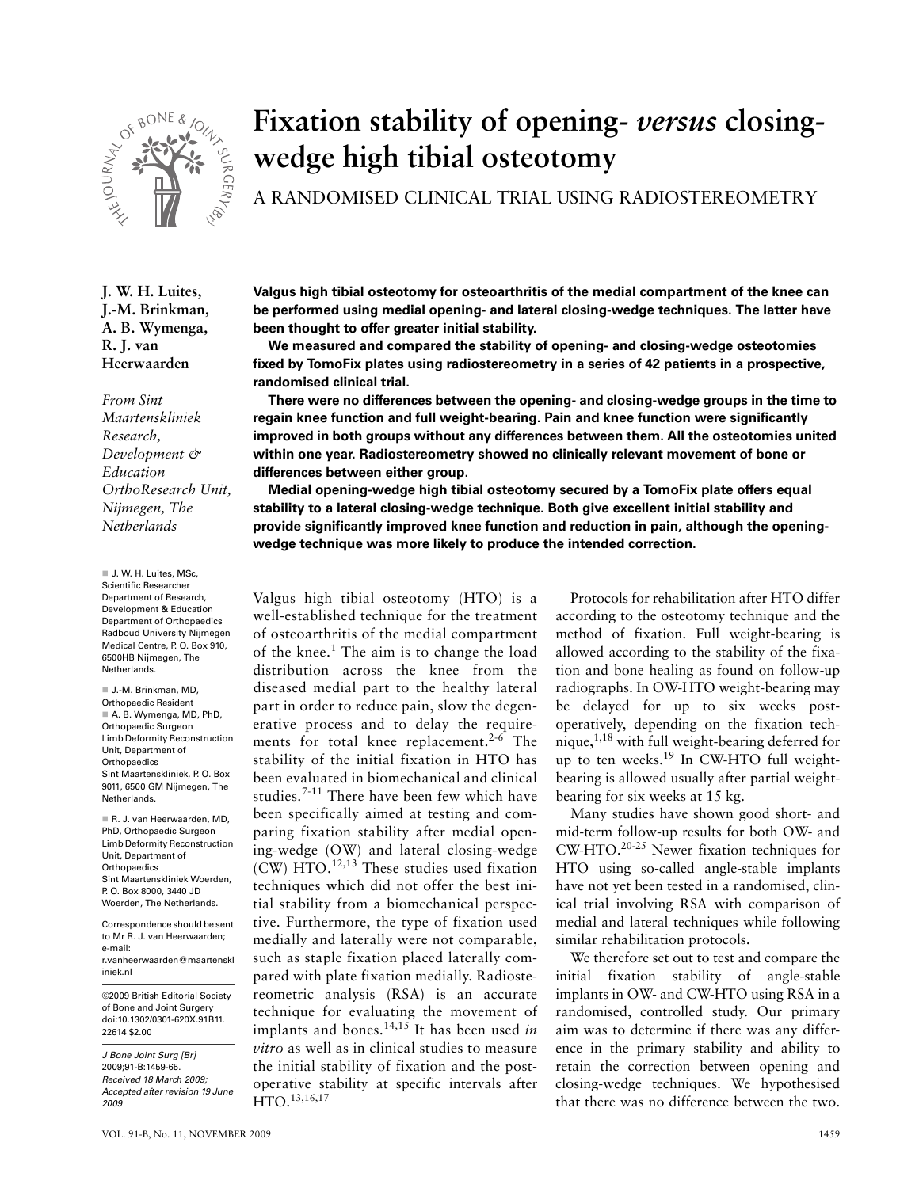# Fixation stability of opening- *versus* closing-wedge high tibial osteotomy

## A RANDOMISED CLINICAL TRIAL USING RADIOSTEREOMETRY

J. W. H. Luites, J.-M. Brinkman, A. B. Wymenga, R. J. van Heerwaarden

*From Sint Maartenskliniek Research, Development & Education OrthoResearch Unit, Nijmegen, The Netherlands*

**Valgus high tibial osteotomy for osteoarthritis of the medial compartment of the knee can be performed using medial opening- and lateral closing-wedge techniques. The latter have been thought to offer greater initial stability.**

**We measured and compared the stability of opening- and closing-wedge osteotomies fixed by TomoFix plates using radiostereometry in a series of 42 patients in a prospective, randomised clinical trial.**

**There were no differences between the opening- and closing-wedge groups in the time to regain knee function and full weight-bearing. Pain and knee function were significantly improved in both groups without any differences between them. All the osteotomies united within one year. Radiostereometry showed no clinically relevant movement of bone or differences between either group.**

**Medial opening-wedge high tibial osteotomy secured by a TomoFix plate offers equal stability to a lateral closing-wedge technique. Both give excellent initial stability and provide significantly improved knee function and reduction in pain, although the opening-wedge technique was more likely to produce the intended correction.**

Valgus high tibial osteotomy (HTO) is a well-established technique for the treatment of osteoarthritis of the medial compartment of the knee.[1] The aim is to change the load distribution across the knee from the diseased medial part to the healthy lateral part in order to reduce pain, slow the degenerative process and to delay the requirements for total knee replacement.[2-6] The stability of the initial fixation in HTO has been evaluated in biomechanical and clinical studies.[7-11] There have been few which have been specifically aimed at testing and comparing fixation stability after medial opening-wedge (OW) and lateral closing-wedge (CW) HTO.[12,13] These studies used fixation techniques which did not offer the best initial stability from a biomechanical perspective. Furthermore, the type of fixation used medially and laterally were not comparable, such as staple fixation placed laterally compared with plate fixation medially. Radiostereometric analysis (RSA) is an accurate technique for evaluating the movement of implants and bones.[14,15] It has been used *in vitro* as well as in clinical studies to measure the initial stability of fixation and the post-operative stability at specific intervals after HTO.[13,16,17]

Protocols for rehabilitation after HTO differ according to the osteotomy technique and the method of fixation. Full weight-bearing is allowed according to the stability of the fixation and bone healing as found on follow-up radiographs. In OW-HTO weight-bearing may be delayed for up to six weeks post-operatively, depending on the fixation technique,[1,18] with full weight-bearing deferred for up to ten weeks.[19] In CW-HTO full weight-bearing is allowed usually after partial weight-bearing for six weeks at 15 kg.

Many studies have shown good short- and mid-term follow-up results for both OW- and CW-HTO.[20-25] Newer fixation techniques for HTO using so-called angle-stable implants have not yet been tested in a randomised, clinical trial involving RSA with comparison of medial and lateral techniques while following similar rehabilitation protocols.

We therefore set out to test and compare the initial fixation stability of angle-stable implants in OW- and CW-HTO using RSA in a randomised, controlled study. Our primary aim was to determine if there was any difference in the primary stability and ability to retain the correction between opening and closing-wedge techniques. We hypothesised that there was no difference between the two.

J. W. H. Luites, MSc, Scientific Researcher, Department of Research, Development & Education, Department of Orthopaedics, Radboud University Nijmegen Medical Centre, P. O. Box 910, 6500HB Nijmegen, The Netherlands.

J.-M. Brinkman, MD, Orthopaedic Resident
A. B. Wymenga, MD, PhD, Orthopaedic Surgeon
Limb Deformity Reconstruction Unit, Department of Orthopaedics, Sint Maartenskliniek, P. O. Box 9011, 6500 GM Nijmegen, The Netherlands.

R. J. van Heerwaarden, MD, PhD, Orthopaedic Surgeon, Limb Deformity Reconstruction Unit, Department of Orthopaedics, Sint Maartenskliniek Woerden, P. O. Box 8000, 3440 JD Woerden, The Netherlands.

Correspondence should be sent to Mr R. J. van Heerwaarden; e-mail: r.vanheerwaarden@maartenskliniek.nl

©2009 British Editorial Society of Bone and Joint Surgery
doi:10.1302/0301-620X.91B11.22614 $2.00

*J Bone Joint Surg [Br] 2009;91-B:1459-65.*
*Received 18 March 2009; Accepted after revision 19 June 2009*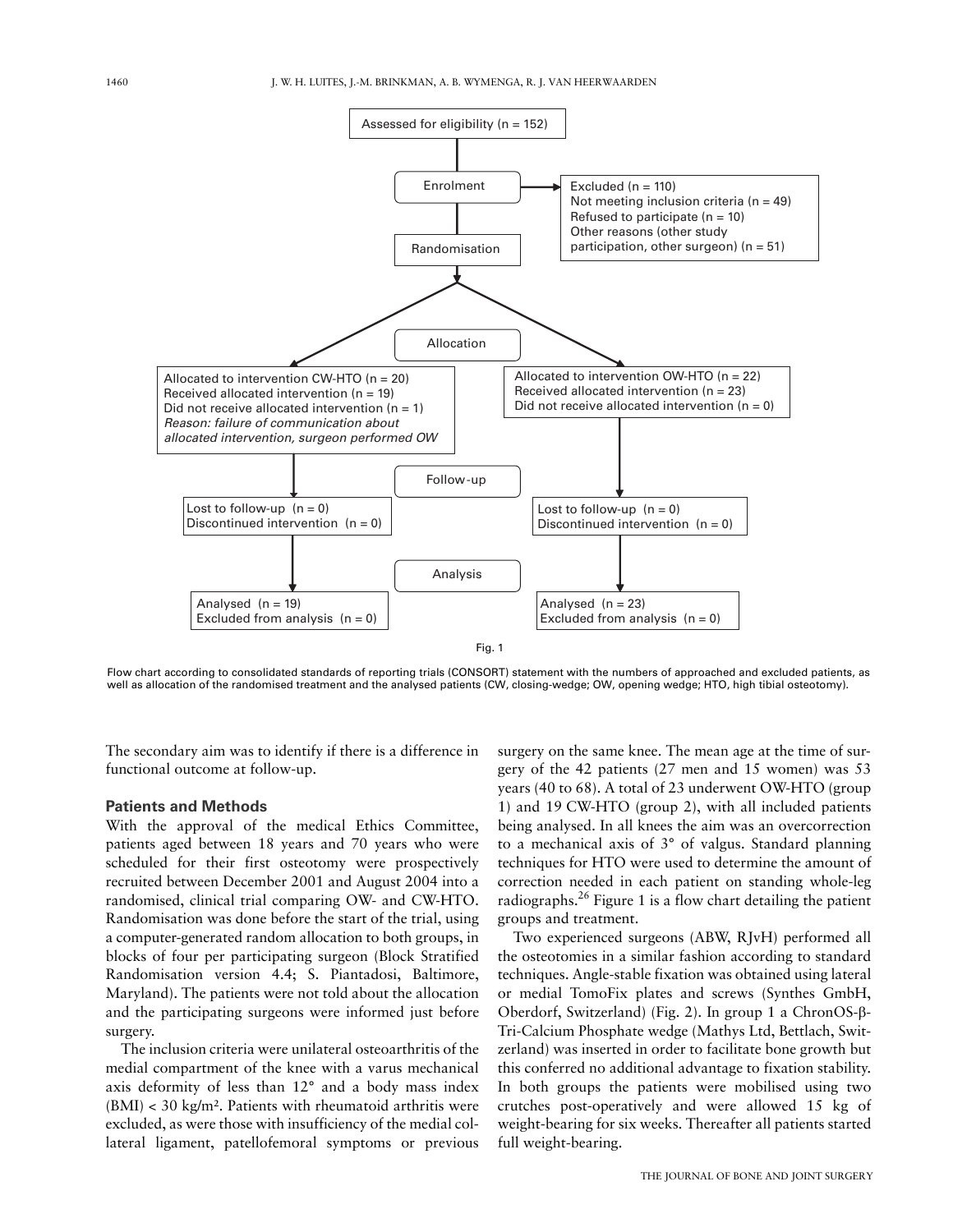Assessed for eligibility (n = 152)

Enrolment

Excluded (n = 110)
Not meeting inclusion criteria (n = 49)
Refused to participate (n = 10)
Other reasons (other study participation, other surgeon) (n = 51)

Randomisation

Allocation

Allocated to intervention CW-HTO (n = 20)
Received allocated intervention (n = 19)
Did not receive allocated intervention (n = 1)
*Reason: failure of communication about allocated intervention, surgeon performed OW*

Allocated to intervention OW-HTO (n = 22)
Received allocated intervention (n = 23)
Did not receive allocated intervention (n = 0)

Follow-up

Lost to follow-up (n = 0)
Discontinued intervention (n = 0)

Lost to follow-up (n = 0)
Discontinued intervention (n = 0)

Analysis

Analysed (n = 19)
Excluded from analysis (n = 0)

Analysed (n = 23)
Excluded from analysis (n = 0)

Fig. 1

Flow chart according to consolidated standards of reporting trials (CONSORT) statement with the numbers of approached and excluded patients, as well as allocation of the randomised treatment and the analysed patients (CW, closing-wedge; OW, opening wedge; HTO, high tibial osteotomy).

The secondary aim was to identify if there is a difference in functional outcome at follow-up.

## Patients and Methods

With the approval of the medical Ethics Committee, patients aged between 18 years and 70 years who were scheduled for their first osteotomy were prospectively recruited between December 2001 and August 2004 into a randomised, clinical trial comparing OW- and CW-HTO. Randomisation was done before the start of the trial, using a computer-generated random allocation to both groups, in blocks of four per participating surgeon (Block Stratified Randomisation version 4.4; S. Piantadosi, Baltimore, Maryland). The patients were not told about the allocation and the participating surgeons were informed just before surgery.

The inclusion criteria were unilateral osteoarthritis of the medial compartment of the knee with a varus mechanical axis deformity of less than 12° and a body mass index (BMI) < 30 kg/m². Patients with rheumatoid arthritis were excluded, as were those with insufficiency of the medial collateral ligament, patellofemoral symptoms or previous surgery on the same knee. The mean age at the time of surgery of the 42 patients (27 men and 15 women) was 53 years (40 to 68). A total of 23 underwent OW-HTO (group 1) and 19 CW-HTO (group 2), with all included patients being analysed. In all knees the aim was an overcorrection to a mechanical axis of 3° of valgus. Standard planning techniques for HTO were used to determine the amount of correction needed in each patient on standing whole-leg radiographs.[26] Figure 1 is a flow chart detailing the patient groups and treatment.

Two experienced surgeons (ABW, RJvH) performed all the osteotomies in a similar fashion according to standard techniques. Angle-stable fixation was obtained using lateral or medial TomoFix plates and screws (Synthes GmbH, Oberdorf, Switzerland) (Fig. 2). In group 1 a ChronOS-β-Tri-Calcium Phosphate wedge (Mathys Ltd, Bettlach, Switzerland) was inserted in order to facilitate bone growth but this conferred no additional advantage to fixation stability. In both groups the patients were mobilised using two crutches post-operatively and were allowed 15 kg of weight-bearing for six weeks. Thereafter all patients started full weight-bearing.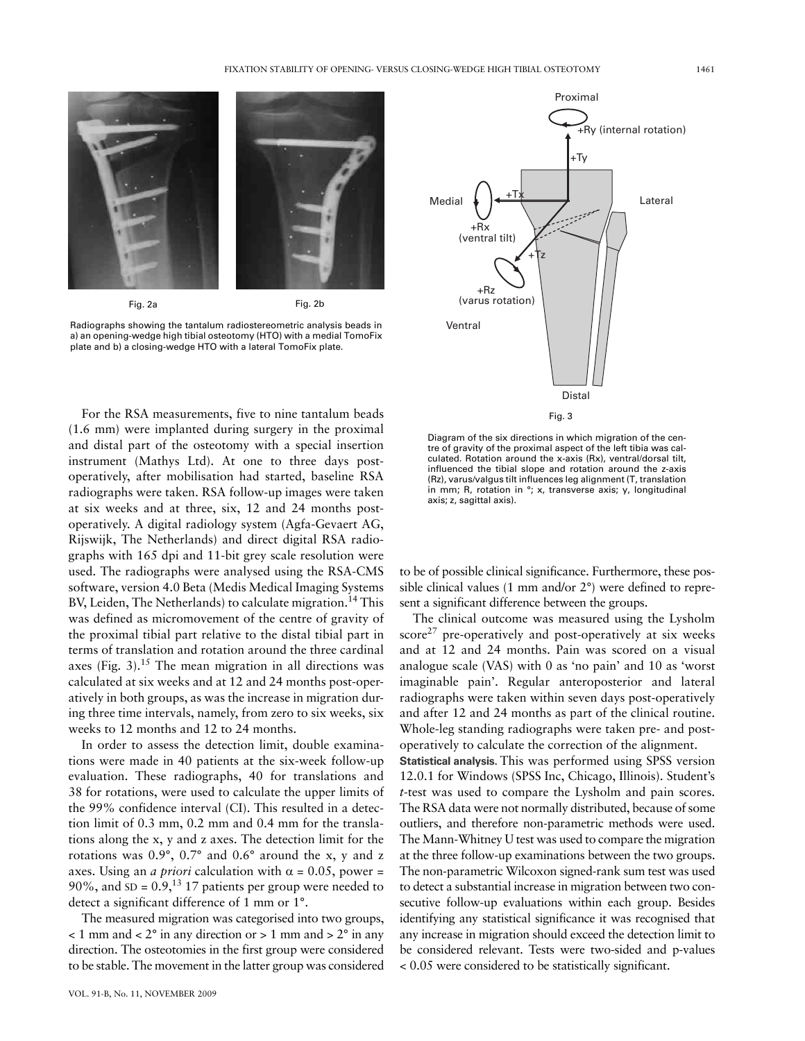Fig. 2a

Fig. 2b

Radiographs showing the tantalum radiostereometric analysis beads in a) an opening-wedge high tibial osteotomy (HTO) with a medial TomoFix plate and b) a closing-wedge HTO with a lateral TomoFix plate.

Fig. 3

Diagram of the six directions in which migration of the centre of gravity of the proximal aspect of the left tibia was calculated. Rotation around the x-axis (Rx), ventral/dorsal tilt, influenced the tibial slope and rotation around the z-axis (Rz), varus/valgus tilt influences leg alignment (T, translation in mm; R, rotation in °; x, transverse axis; y, longitudinal axis; z, sagittal axis).

For the RSA measurements, five to nine tantalum beads (1.6 mm) were implanted during surgery in the proximal and distal part of the osteotomy with a special insertion instrument (Mathys Ltd). At one to three days post-operatively, after mobilisation had started, baseline RSA radiographs were taken. RSA follow-up images were taken at six weeks and at three, six, 12 and 24 months post-operatively. A digital radiology system (Agfa-Gevaert AG, Rijswijk, The Netherlands) and direct digital RSA radiographs with 165 dpi and 11-bit grey scale resolution were used. The radiographs were analysed using the RSA-CMS software, version 4.0 Beta (Medis Medical Imaging Systems BV, Leiden, The Netherlands) to calculate migration.[14] This was defined as micromovement of the centre of gravity of the proximal tibial part relative to the distal tibial part in terms of translation and rotation around the three cardinal axes (Fig. 3).[15] The mean migration in all directions was calculated at six weeks and at 12 and 24 months post-operatively in both groups, as was the increase in migration during three time intervals, namely, from zero to six weeks, six weeks to 12 months and 12 to 24 months.

In order to assess the detection limit, double examinations were made in 40 patients at the six-week follow-up evaluation. These radiographs, 40 for translations and 38 for rotations, were used to calculate the upper limits of the 99% confidence interval (CI). This resulted in a detection limit of 0.3 mm, 0.2 mm and 0.4 mm for the translations along the x, y and z axes. The detection limit for the rotations was 0.9°, 0.7° and 0.6° around the x, y and z axes. Using an *a priori* calculation with $\alpha = 0.05$, power = 90%, and SD = 0.9,[13] 17 patients per group were needed to detect a significant difference of 1 mm or 1°.

The measured migration was categorised into two groups, < 1 mm and < 2° in any direction or > 1 mm and > 2° in any direction. The osteotomies in the first group were considered to be stable. The movement in the latter group was considered to be of possible clinical significance. Furthermore, these possible clinical values (1 mm and/or 2°) were defined to represent a significant difference between the groups.

The clinical outcome was measured using the Lysholm score[27] pre-operatively and post-operatively at six weeks and at 12 and 24 months. Pain was scored on a visual analogue scale (VAS) with 0 as 'no pain' and 10 as 'worst imaginable pain'. Regular anteroposterior and lateral radiographs were taken within seven days post-operatively and after 12 and 24 months as part of the clinical routine. Whole-leg standing radiographs were taken pre- and post-operatively to calculate the correction of the alignment.

**Statistical analysis.** This was performed using SPSS version 12.0.1 for Windows (SPSS Inc, Chicago, Illinois). Student's *t*-test was used to compare the Lysholm and pain scores. The RSA data were not normally distributed, because of some outliers, and therefore non-parametric methods were used. The Mann-Whitney U test was used to compare the migration at the three follow-up examinations between the two groups. The non-parametric Wilcoxon signed-rank sum test was used to detect a substantial increase in migration between two consecutive follow-up evaluations within each group. Besides identifying any statistical significance it was recognised that any increase in migration should exceed the detection limit to be considered relevant. Tests were two-sided and p-values < 0.05 were considered to be statistically significant.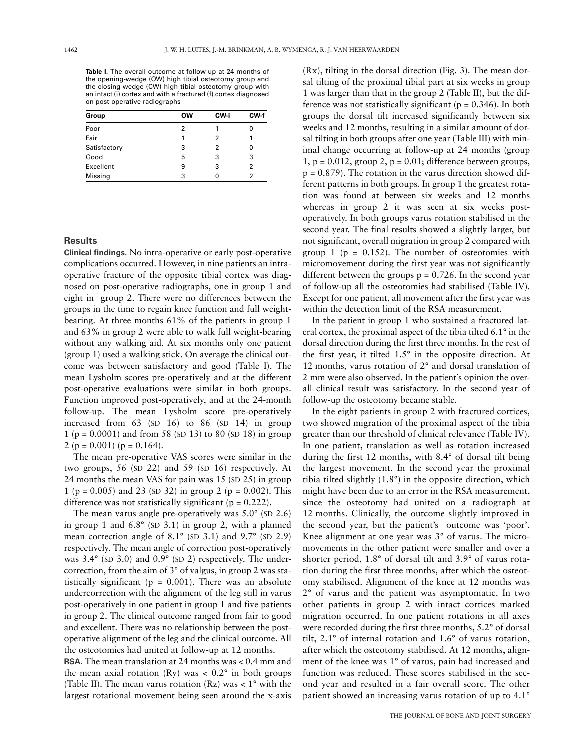**Table I.** The overall outcome at follow-up at 24 months of the opening-wedge (OW) high tibial osteotomy group and the closing-wedge (CW) high tibial osteotomy group with an intact (i) cortex and with a fractured (f) cortex diagnosed on post-operative radiographs

| Group | OW | CW-i | CW-f |
|---|---|---|---|
| Poor | 2 | 1 | 0 |
| Fair | 1 | 2 | 1 |
| Satisfactory | 3 | 2 | 0 |
| Good | 5 | 3 | 3 |
| Excellent | 9 | 3 | 2 |
| Missing | 3 | 0 | 2 |

## Results

**Clinical findings.** No intra-operative or early post-operative complications occurred. However, in nine patients an intra-operative fracture of the opposite tibial cortex was diagnosed on post-operative radiographs, one in group 1 and eight in group 2. There were no differences between the groups in the time to regain knee function and full weight-bearing. At three months 61% of the patients in group 1 and 63% in group 2 were able to walk full weight-bearing without any walking aid. At six months only one patient (group 1) used a walking stick. On average the clinical outcome was between satisfactory and good (Table I). The mean Lysholm scores pre-operatively and at the different post-operative evaluations were similar in both groups. Function improved post-operatively, and at the 24-month follow-up. The mean Lysholm score pre-operatively increased from 63 (SD 16) to 86 (SD 14) in group 1 ($p = 0.0001$) and from 58 (SD 13) to 80 (SD 18) in group 2 ($p = 0.001$) ($p = 0.164$).

The mean pre-operative VAS scores were similar in the two groups, 56 (SD 22) and 59 (SD 16) respectively. At 24 months the mean VAS for pain was 15 (SD 25) in group 1 ($p = 0.005$) and 23 (SD 32) in group 2 ($p = 0.002$). This difference was not statistically significant ($p = 0.222$).

The mean varus angle pre-operatively was 5.0° (SD 2.6) in group 1 and 6.8° (SD 3.1) in group 2, with a planned mean correction angle of 8.1° (SD 3.1) and 9.7° (SD 2.9) respectively. The mean angle of correction post-operatively was 3.4° (SD 3.0) and 0.9° (SD 2) respectively. The undercorrection, from the aim of 3° of valgus, in group 2 was statistically significant ($p = 0.001$). There was an absolute undercorrection with the alignment of the leg still in varus post-operatively in one patient in group 1 and five patients in group 2. The clinical outcome ranged from fair to good and excellent. There was no relationship between the post-operative alignment of the leg and the clinical outcome. All the osteotomies had united at follow-up at 12 months.

**RSA**. The mean translation at 24 months was < 0.4 mm and the mean axial rotation (Ry) was < 0.2° in both groups (Table II). The mean varus rotation (Rz) was < 1° with the largest rotational movement being seen around the x-axis (Rx), tilting in the dorsal direction (Fig. 3). The mean dorsal tilting of the proximal tibial part at six weeks in group 1 was larger than that in the group 2 (Table II), but the difference was not statistically significant ($p = 0.346$). In both groups the dorsal tilt increased significantly between six weeks and 12 months, resulting in a similar amount of dorsal tilting in both groups after one year (Table III) with minimal change occurring at follow-up at 24 months (group 1, $p = 0.012$, group 2, $p = 0.01$; difference between groups, $p = 0.879$). The rotation in the varus direction showed different patterns in both groups. In group 1 the greatest rotation was found at between six weeks and 12 months whereas in group 2 it was seen at six weeks post-operatively. In both groups varus rotation stabilised in the second year. The final results showed a slightly larger, but not significant, overall migration in group 2 compared with group 1 ($p = 0.152$). The number of osteotomies with micromovement during the first year was not significantly different between the groups $p = 0.726$. In the second year of follow-up all the osteotomies had stabilised (Table IV). Except for one patient, all movement after the first year was within the detection limit of the RSA measurement.

In the patient in group 1 who sustained a fractured lateral cortex, the proximal aspect of the tibia tilted 6.1° in the dorsal direction during the first three months. In the rest of the first year, it tilted 1.5° in the opposite direction. At 12 months, varus rotation of 2° and dorsal translation of 2 mm were also observed. In the patient's opinion the overall clinical result was satisfactory. In the second year of follow-up the osteotomy became stable.

In the eight patients in group 2 with fractured cortices, two showed migration of the proximal aspect of the tibia greater than our threshold of clinical relevance (Table IV). In one patient, translation as well as rotation increased during the first 12 months, with 8.4° of dorsal tilt being the largest movement. In the second year the proximal tibia tilted slightly (1.8°) in the opposite direction, which might have been due to an error in the RSA measurement, since the osteotomy had united on a radiograph at 12 months. Clinically, the outcome slightly improved in the second year, but the patient's outcome was 'poor'. Knee alignment at one year was 3° of varus. The micromovements in the other patient were smaller and over a shorter period, 1.8° of dorsal tilt and 3.9° of varus rotation during the first three months, after which the osteotomy stabilised. Alignment of the knee at 12 months was 2° of varus and the patient was asymptomatic. In two other patients in group 2 with intact cortices marked migration occurred. In one patient rotations in all axes were recorded during the first three months, 5.2° of dorsal tilt, 2.1° of internal rotation and 1.6° of varus rotation, after which the osteotomy stabilised. At 12 months, alignment of the knee was 1° of varus, pain had increased and function was reduced. These scores stabilised in the second year and resulted in a fair overall score. The other patient showed an increasing varus rotation of up to 4.1°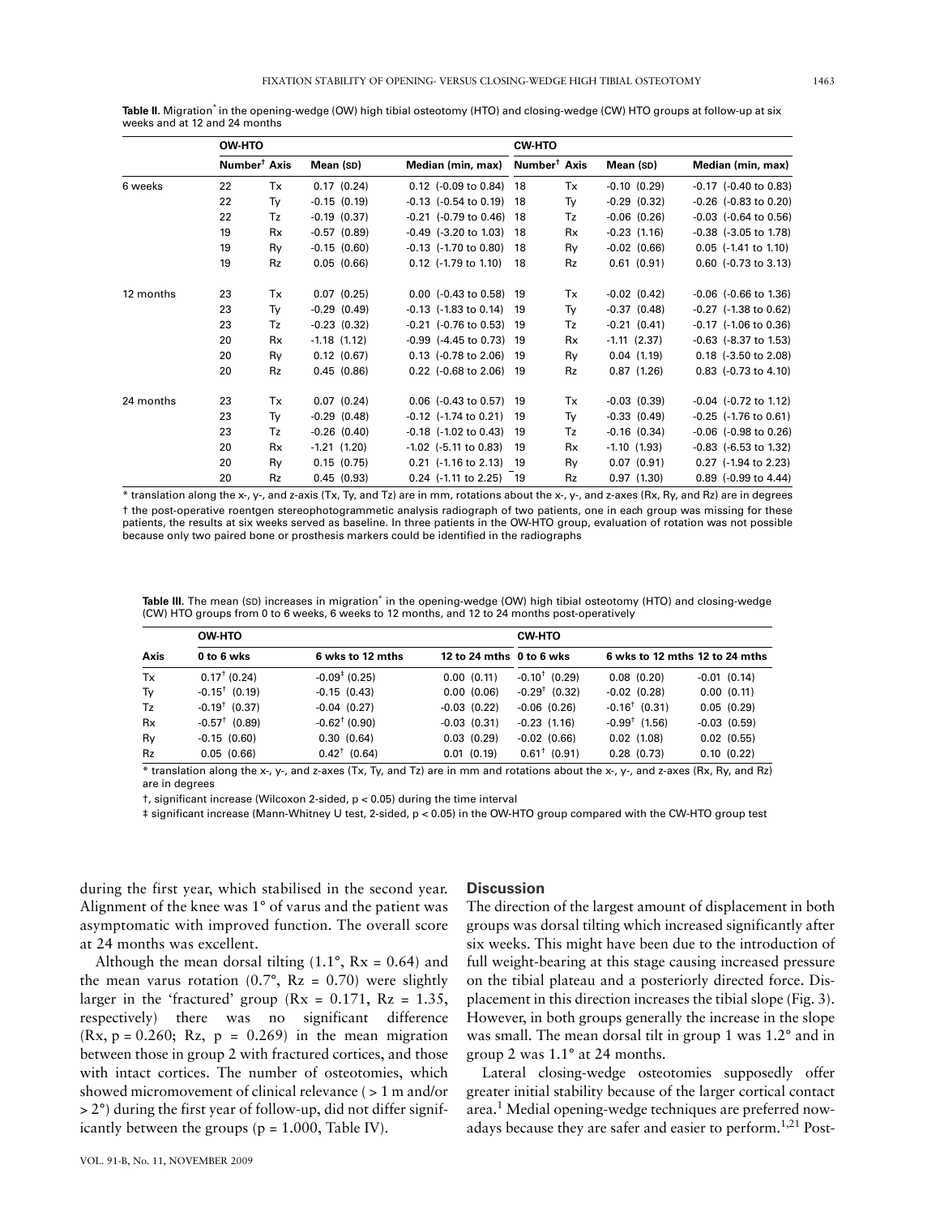**Table II.** Migration* in the opening-wedge (OW) high tibial osteotomy (HTO) and closing-wedge (CW) HTO groups at follow-up at six weeks and at 12 and 24 months

| | OW-HTO | | | | CW-HTO | | | |
|---|---|---|---|---|---|---|---|---|
| | Number† | Axis | Mean (SD) | Median (min, max) | Number† | Axis | Mean (SD) | Median (min, max) |
| 6 weeks | 22 | Tx | 0.17 (0.24) | 0.12 (-0.09 to 0.84) | 18 | Tx | -0.10 (0.29) | -0.17 (-0.40 to 0.83) |
| | 22 | Ty | -0.15 (0.19) | -0.13 (-0.54 to 0.19) | 18 | Ty | -0.29 (0.32) | -0.26 (-0.83 to 0.20) |
| | 22 | Tz | -0.19 (0.37) | -0.21 (-0.79 to 0.46) | 18 | Tz | -0.06 (0.26) | -0.03 (-0.64 to 0.56) |
| | 19 | Rx | -0.57 (0.89) | -0.49 (-3.20 to 1.03) | 18 | Rx | -0.23 (1.16) | -0.38 (-3.05 to 1.78) |
| | 19 | Ry | -0.15 (0.60) | -0.13 (-1.70 to 0.80) | 18 | Ry | -0.02 (0.66) | 0.05 (-1.41 to 1.10) |
| | 19 | Rz | 0.05 (0.66) | 0.12 (-1.79 to 1.10) | 18 | Rz | 0.61 (0.91) | 0.60 (-0.73 to 3.13) |
| 12 months | 23 | Tx | 0.07 (0.25) | 0.00 (-0.43 to 0.58) | 19 | Tx | -0.02 (0.42) | -0.06 (-0.66 to 1.36) |
| | 23 | Ty | -0.29 (0.49) | -0.13 (-1.83 to 0.14) | 19 | Ty | -0.37 (0.48) | -0.27 (-1.38 to 0.62) |
| | 23 | Tz | -0.23 (0.32) | -0.21 (-0.76 to 0.53) | 19 | Tz | -0.21 (0.41) | -0.17 (-1.06 to 0.36) |
| | 20 | Rx | -1.18 (1.12) | -0.99 (-4.45 to 0.73) | 19 | Rx | -1.11 (2.37) | -0.63 (-8.37 to 1.53) |
| | 20 | Ry | 0.12 (0.67) | 0.13 (-0.78 to 2.06) | 19 | Ry | 0.04 (1.19) | 0.18 (-3.50 to 2.08) |
| | 20 | Rz | 0.45 (0.86) | 0.22 (-0.68 to 2.06) | 19 | Rz | 0.87 (1.26) | 0.83 (-0.73 to 4.10) |
| 24 months | 23 | Tx | 0.07 (0.24) | 0.06 (-0.43 to 0.57) | 19 | Tx | -0.03 (0.39) | -0.04 (-0.72 to 1.12) |
| | 23 | Ty | -0.29 (0.48) | -0.12 (-1.74 to 0.21) | 19 | Ty | -0.33 (0.49) | -0.25 (-1.76 to 0.61) |
| | 23 | Tz | -0.26 (0.40) | -0.18 (-1.02 to 0.43) | 19 | Tz | -0.16 (0.34) | -0.06 (-0.98 to 0.26) |
| | 20 | Rx | -1.21 (1.20) | -1.02 (-5.11 to 0.83) | 19 | Rx | -1.10 (1.93) | -0.83 (-6.53 to 1.32) |
| | 20 | Ry | 0.15 (0.75) | 0.21 (-1.16 to 2.13) | 19 | Ry | 0.07 (0.91) | 0.27 (-1.94 to 2.23) |
| | 20 | Rz | 0.45 (0.93) | 0.24 (-1.11 to 2.25) | 19 | Rz | 0.97 (1.30) | 0.89 (-0.99 to 4.44) |

\* translation along the x-, y-, and z-axis (Tx, Ty, and Tz) are in mm, rotations about the x-, y-, and z-axes (Rx, Ry, and Rz) are in degrees

† the post-operative roentgen stereophotogrammetic analysis radiograph of two patients, one in each group was missing for these patients, the results at six weeks served as baseline. In three patients in the OW-HTO group, evaluation of rotation was not possible because only two paired bone or prosthesis markers could be identified in the radiographs

**Table III.** The mean (SD) increases in migration* in the opening-wedge (OW) high tibial osteotomy (HTO) and closing-wedge (CW) HTO groups from 0 to 6 weeks, 6 weeks to 12 months, and 12 to 24 months post-operatively

| | OW-HTO | | | CW-HTO | | |
|---|---|---|---|---|---|---|
| Axis | 0 to 6 wks | 6 wks to 12 mths | 12 to 24 mths | 0 to 6 wks | 6 wks to 12 mths | 12 to 24 mths |
| Tx | 0.17† (0.24) | -0.09‡ (0.25) | 0.00 (0.11) | -0.10† (0.29) | 0.08 (0.20) | -0.01 (0.14) |
| Ty | -0.15† (0.19) | -0.15 (0.43) | 0.00 (0.06) | -0.29† (0.32) | -0.02 (0.28) | 0.00 (0.11) |
| Tz | -0.19† (0.37) | -0.04 (0.27) | -0.06 (0.26) | -0.06 (0.26) | -0.16† (0.31) | 0.05 (0.29) |
| Rx | -0.57† (0.89) | -0.62† (0.90) | -0.03 (0.31) | -0.23 (1.16) | -0.99† (1.56) | -0.03 (0.59) |
| Ry | -0.15 (0.60) | 0.30 (0.64) | 0.03 (0.29) | -0.02 (0.66) | 0.02 (1.08) | 0.02 (0.55) |
| Rz | 0.05 (0.66) | 0.42† (0.64) | 0.01 (0.19) | 0.61† (0.91) | 0.28 (0.73) | 0.10 (0.22) |

\* translation along the x-, y-, and z-axes (Tx, Ty, and Tz) are in mm and rotations about the x-, y-, and z-axes (Rx, Ry, and Rz) are in degrees

†, significant increase (Wilcoxon 2-sided, $p < 0.05$) during the time interval

‡ significant increase (Mann-Whitney U test, 2-sided, $p < 0.05$) in the OW-HTO group compared with the CW-HTO group test

during the first year, which stabilised in the second year. Alignment of the knee was 1° of varus and the patient was asymptomatic with improved function. The overall score at 24 months was excellent.

Although the mean dorsal tilting (1.1°, Rx = 0.64) and the mean varus rotation (0.7°, Rz = 0.70) were slightly larger in the 'fractured' group (Rx = 0.171, Rz = 1.35, respectively) there was no significant difference (Rx, $p = 0.260$; Rz, $p = 0.269$) in the mean migration between those in group 2 with fractured cortices, and those with intact cortices. The number of osteotomies, which showed micromovement of clinical relevance ( > 1 m and/or > 2°) during the first year of follow-up, did not differ significantly between the groups ($p = 1.000$, Table IV).

## Discussion

The direction of the largest amount of displacement in both groups was dorsal tilting which increased significantly after six weeks. This might have been due to the introduction of full weight-bearing at this stage causing increased pressure on the tibial plateau and a posteriorly directed force. Displacement in this direction increases the tibial slope (Fig. 3). However, in both groups generally the increase in the slope was small. The mean dorsal tilt in group 1 was 1.2° and in group 2 was 1.1° at 24 months.

Lateral closing-wedge osteotomies supposedly offer greater initial stability because of the larger cortical contact area.[1] Medial opening-wedge techniques are preferred nowadays because they are safer and easier to perform.[1,21] Post-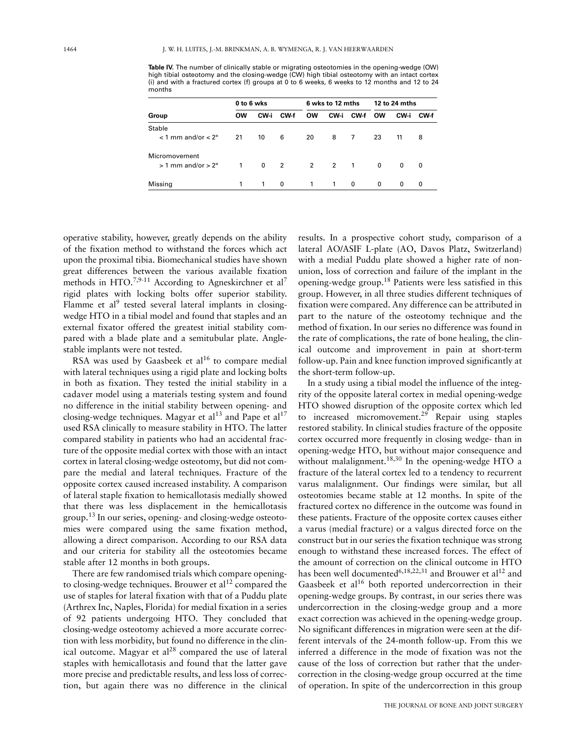**Table IV.** The number of clinically stable or migrating osteotomies in the opening-wedge (OW) high tibial osteotomy and the closing-wedge (CW) high tibial osteotomy with an intact cortex (i) and with a fractured cortex (f) groups at 0 to 6 weeks, 6 weeks to 12 months and 12 to 24 months

| | 0 to 6 wks | | | 6 wks to 12 mths | | | 12 to 24 mths | | |
|---|---|---|---|---|---|---|---|---|---|
| Group | OW | CW-i | CW-f | OW | CW-i | CW-f | OW | CW-i | CW-f |
| Stable < 1 mm and/or < 2° | 21 | 10 | 6 | 20 | 8 | 7 | 23 | 11 | 8 |
| Micromovement > 1 mm and/or > 2° | 1 | 0 | 2 | 2 | 2 | 1 | 0 | 0 | 0 |
| Missing | 1 | 1 | 0 | 1 | 1 | 0 | 0 | 0 | 0 |

operative stability, however, greatly depends on the ability of the fixation method to withstand the forces which act upon the proximal tibia. Biomechanical studies have shown great differences between the various available fixation methods in HTO.[7,9-11] According to Agneskirchner et al[7] rigid plates with locking bolts offer superior stability. Flamme et al[9] tested several lateral implants in closing-wedge HTO in a tibial model and found that staples and an external fixator offered the greatest initial stability compared with a blade plate and a semitubular plate. Angle-stable implants were not tested.

RSA was used by Gaasbeek et al[16] to compare medial with lateral techniques using a rigid plate and locking bolts in both as fixation. They tested the initial stability in a cadaver model using a materials testing system and found no difference in the initial stability between opening- and closing-wedge techniques. Magyar et al[13] and Pape et al[17] used RSA clinically to measure stability in HTO. The latter compared stability in patients who had an accidental fracture of the opposite medial cortex with those with an intact cortex in lateral closing-wedge osteotomy, but did not compare the medial and lateral techniques. Fracture of the opposite cortex caused increased instability. A comparison of lateral staple fixation to hemicallotasis medially showed that there was less displacement in the hemicallotasis group.[13] In our series, opening- and closing-wedge osteotomies were compared using the same fixation method, allowing a direct comparison. According to our RSA data and our criteria for stability all the osteotomies became stable after 12 months in both groups.

There are few randomised trials which compare opening- to closing-wedge techniques. Brouwer et al[12] compared the use of staples for lateral fixation with that of a Puddu plate (Arthrex Inc, Naples, Florida) for medial fixation in a series of 92 patients undergoing HTO. They concluded that closing-wedge osteotomy achieved a more accurate correction with less morbidity, but found no difference in the clinical outcome. Magyar et al[28] compared the use of lateral staples with hemicallotasis and found that the latter gave more precise and predictable results, and less loss of correction, but again there was no difference in the clinical results. In a prospective cohort study, comparison of a lateral AO/ASIF L-plate (AO, Davos Platz, Switzerland) with a medial Puddu plate showed a higher rate of non-union, loss of correction and failure of the implant in the opening-wedge group.[18] Patients were less satisfied in this group. However, in all three studies different techniques of fixation were compared. Any difference can be attributed in part to the nature of the osteotomy technique and the method of fixation. In our series no difference was found in the rate of complications, the rate of bone healing, the clinical outcome and improvement in pain at short-term follow-up. Pain and knee function improved significantly at the short-term follow-up.

In a study using a tibial model the influence of the integrity of the opposite lateral cortex in medial opening-wedge HTO showed disruption of the opposite cortex which led to increased micromovement.[29] Repair using staples restored stability. In clinical studies fracture of the opposite cortex occurred more frequently in closing wedge- than in opening-wedge HTO, but without major consequence and without malalignment.[18,30] In the opening-wedge HTO a fracture of the lateral cortex led to a tendency to recurrent varus malalignment. Our findings were similar, but all osteotomies became stable at 12 months. In spite of the fractured cortex no difference in the outcome was found in these patients. Fracture of the opposite cortex causes either a varus (medial fracture) or a valgus directed force on the construct but in our series the fixation technique was strong enough to withstand these increased forces. The effect of the amount of correction on the clinical outcome in HTO has been well documented[6,18,22,31] and Brouwer et al[12] and Gaasbeek et al[16] both reported undercorrection in their opening-wedge groups. By contrast, in our series there was undercorrection in the closing-wedge group and a more exact correction was achieved in the opening-wedge group. No significant differences in migration were seen at the different intervals of the 24-month follow-up. From this we inferred a difference in the mode of fixation was not the cause of the loss of correction but rather that the undercorrection in the closing-wedge group occurred at the time of operation. In spite of the undercorrection in this group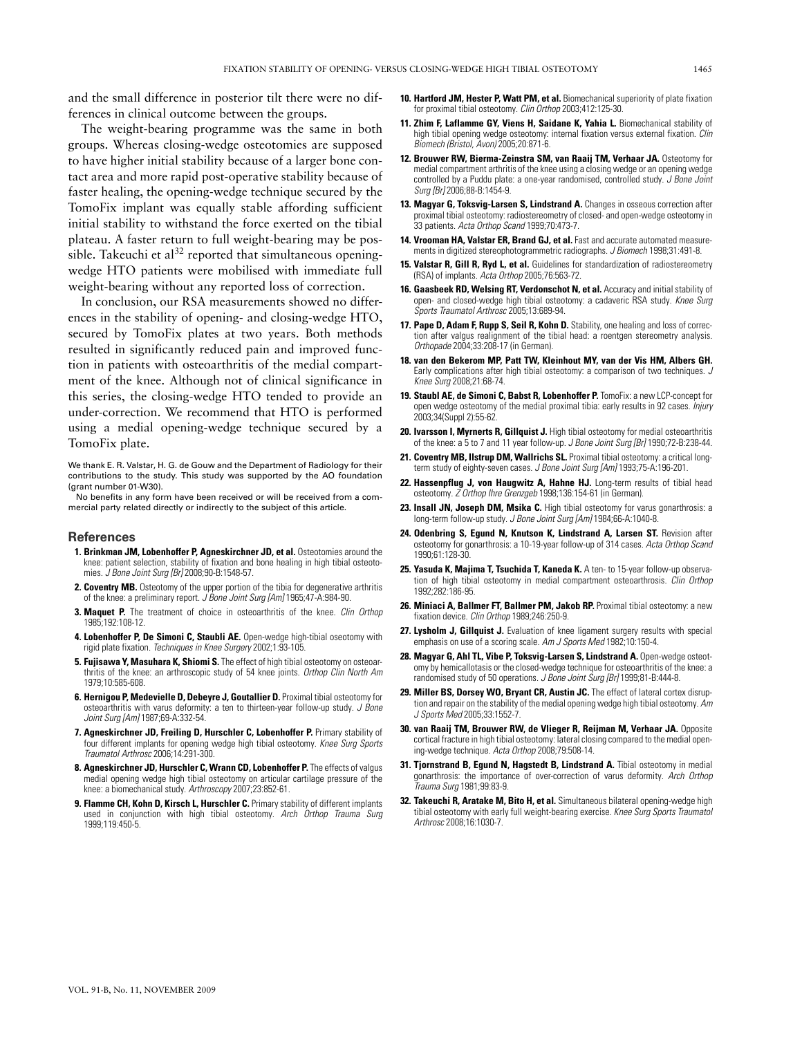and the small difference in posterior tilt there were no differences in clinical outcome between the groups.

The weight-bearing programme was the same in both groups. Whereas closing-wedge osteotomies are supposed to have higher initial stability because of a larger bone contact area and more rapid post-operative stability because of faster healing, the opening-wedge technique secured by the TomoFix implant was equally stable affording sufficient initial stability to withstand the force exerted on the tibial plateau. A faster return to full weight-bearing may be possible. Takeuchi et al[32] reported that simultaneous opening-wedge HTO patients were mobilised with immediate full weight-bearing without any reported loss of correction.

In conclusion, our RSA measurements showed no differences in the stability of opening- and closing-wedge HTO, secured by TomoFix plates at two years. Both methods resulted in significantly reduced pain and improved function in patients with osteoarthritis of the medial compartment of the knee. Although not of clinical significance in this series, the closing-wedge HTO tended to provide an under-correction. We recommend that HTO is performed using a medial opening-wedge technique secured by a TomoFix plate.

We thank E. R. Valstar, H. G. de Gouw and the Department of Radiology for their contributions to the study. This study was supported by the AO foundation (grant number 01-W30).

No benefits in any form have been received or will be received from a commercial party related directly or indirectly to the subject of this article.

## References

1. **Brinkman JM, Lobenhoffer P, Agneskirchner JD, et al.** Osteotomies around the knee: patient selection, stability of fixation and bone healing in high tibial osteotomies. *J Bone Joint Surg [Br]* 2008;90-B:1548-57.
2. **Coventry MB.** Osteotomy of the upper portion of the tibia for degenerative arthritis of the knee: a preliminary report. *J Bone Joint Surg [Am]* 1965;47-A:984-90.
3. **Maquet P.** The treatment of choice in osteoarthritis of the knee. *Clin Orthop* 1985;192:108-12.
4. **Lobenhoffer P, De Simoni C, Staubli AE.** Open-wedge high-tibial oseotomy with rigid plate fixation. *Techniques in Knee Surgery* 2002;1:93-105.
5. **Fujisawa Y, Masuhara K, Shiomi S.** The effect of high tibial osteotomy on osteoarthritis of the knee: an arthroscopic study of 54 knee joints. *Orthop Clin North Am* 1979;10:585-608.
6. **Hernigou P, Medevielle D, Debeyre J, Goutallier D.** Proximal tibial osteotomy for osteoarthritis with varus deformity: a ten to thirteen-year follow-up study. *J Bone Joint Surg [Am]* 1987;69-A:332-54.
7. **Agneskirchner JD, Freiling D, Hurschler C, Lobenhoffer P.** Primary stability of four different implants for opening wedge high tibial osteotomy. *Knee Surg Sports Traumatol Arthrosc* 2006;14:291-300.
8. **Agneskirchner JD, Hurschler C, Wrann CD, Lobenhoffer P.** The effects of valgus medial opening wedge high tibial osteotomy on articular cartilage pressure of the knee: a biomechanical study. *Arthroscopy* 2007;23:852-61.
9. **Flamme CH, Kohn D, Kirsch L, Hurschler C.** Primary stability of different implants used in conjunction with high tibial osteotomy. *Arch Orthop Trauma Surg* 1999;119:450-5.
10. **Hartford JM, Hester P, Watt PM, et al.** Biomechanical superiority of plate fixation for proximal tibial osteotomy. *Clin Orthop* 2003;412:125-30.
11. **Zhim F, Laflamme GY, Viens H, Saidane K, Yahia L.** Biomechanical stability of high tibial opening wedge osteotomy: internal fixation versus external fixation. *Clin Biomech (Bristol, Avon)* 2005;20:871-6.
12. **Brouwer RW, Bierma-Zeinstra SM, van Raaij TM, Verhaar JA.** Osteotomy for medial compartment arthritis of the knee using a closing wedge or an opening wedge controlled by a Puddu plate: a one-year randomised, controlled study. *J Bone Joint Surg [Br]* 2006;88-B:1454-9.
13. **Magyar G, Toksvig-Larsen S, Lindstrand A.** Changes in osseous correction after proximal tibial osteotomy: radiostereometry of closed- and open-wedge osteotomy in 33 patients. *Acta Orthop Scand* 1999;70:473-7.
14. **Vrooman HA, Valstar ER, Brand GJ, et al.** Fast and accurate automated measurements in digitized stereophotogrammetric radiographs. *J Biomech* 1998;31:491-8.
15. **Valstar R, Gill R, Ryd L, et al.** Guidelines for standardization of radiostereometry (RSA) of implants. *Acta Orthop* 2005;76:563-72.
16. **Gaasbeek RD, Welsing RT, Verdonschot N, et al.** Accuracy and initial stability of open- and closed-wedge high tibial osteotomy: a cadaveric RSA study. *Knee Surg Sports Traumatol Arthrosc* 2005;13:689-94.
17. **Pape D, Adam F, Rupp S, Seil R, Kohn D.** Stability, one healing and loss of correction after valgus realignment of the tibial head: a roentgen stereometry analysis. *Orthopade* 2004;33:208-17 (in German).
18. **van den Bekerom MP, Patt TW, Kleinhout MY, van der Vis HM, Albers GH.** Early complications after high tibial osteotomy: a comparison of two techniques. *J Knee Surg* 2008;21:68-74.
19. **Staubl AE, de Simoni C, Babst R, Lobenhoffer P.** TomoFix: a new LCP-concept for open wedge osteotomy of the medial proximal tibia: early results in 92 cases. *Injury* 2003;34(Suppl 2):55-62.
20. **Ivarsson I, Myrnerts R, Gillquist J.** High tibial osteotomy for medial osteoarthritis of the knee: a 5 to 7 and 11 year follow-up. *J Bone Joint Surg [Br]* 1990;72-B:238-44.
21. **Coventry MB, Ilstrup DM, Wallrichs SL.** Proximal tibial osteotomy: a critical long-term study of eighty-seven cases. *J Bone Joint Surg [Am]* 1993;75-A:196-201.
22. **Hassenpflug J, von Haugwitz A, Hahne HJ.** Long-term results of tibial head osteotomy. *Z Orthop Ihre Grenzgeb* 1998;136:154-61 (in German).
23. **Insall JN, Joseph DM, Msika C.** High tibial osteotomy for varus gonarthrosis: a long-term follow-up study. *J Bone Joint Surg [Am]* 1984;66-A:1040-8.
24. **Odenbring S, Egund N, Knutson K, Lindstrand A, Larsen ST.** Revision after osteotomy for gonarthrosis: a 10-19-year follow-up of 314 cases. *Acta Orthop Scand* 1990;61:128-30.
25. **Yasuda K, Majima T, Tsuchida T, Kaneda K.** A ten- to 15-year follow-up observation of high tibial osteotomy in medial compartment osteoarthrosis. *Clin Orthop* 1992;282:186-95.
26. **Miniaci A, Ballmer FT, Ballmer PM, Jakob RP.** Proximal tibial osteotomy: a new fixation device. *Clin Orthop* 1989;246:250-9.
27. **Lysholm J, Gillquist J.** Evaluation of knee ligament surgery results with special emphasis on use of a scoring scale. *Am J Sports Med* 1982;10:150-4.
28. **Magyar G, Ahl TL, Vibe P, Toksvig-Larsen S, Lindstrand A.** Open-wedge osteotomy by hemicallotasis or the closed-wedge technique for osteoarthritis of the knee: a randomised study of 50 operations. *J Bone Joint Surg [Br]* 1999;81-B:444-8.
29. **Miller BS, Dorsey WO, Bryant CR, Austin JC.** The effect of lateral cortex disruption and repair on the stability of the medial opening wedge high tibial osteotomy. *Am J Sports Med* 2005;33:1552-7.
30. **van Raaij TM, Brouwer RW, de Vlieger R, Reijman M, Verhaar JA.** Opposite cortical fracture in high tibial osteotomy: lateral closing compared to the medial opening-wedge technique. *Acta Orthop* 2008;79:508-14.
31. **Tjornstrand B, Egund N, Hagstedt B, Lindstrand A.** Tibial osteotomy in medial gonarthrosis: the importance of over-correction of varus deformity. *Arch Orthop Trauma Surg* 1981;99:83-9.
32. **Takeuchi R, Aratake M, Bito H, et al.** Simultaneous bilateral opening-wedge high tibial osteotomy with early full weight-bearing exercise. *Knee Surg Sports Traumatol Arthrosc* 2008;16:1030-7.